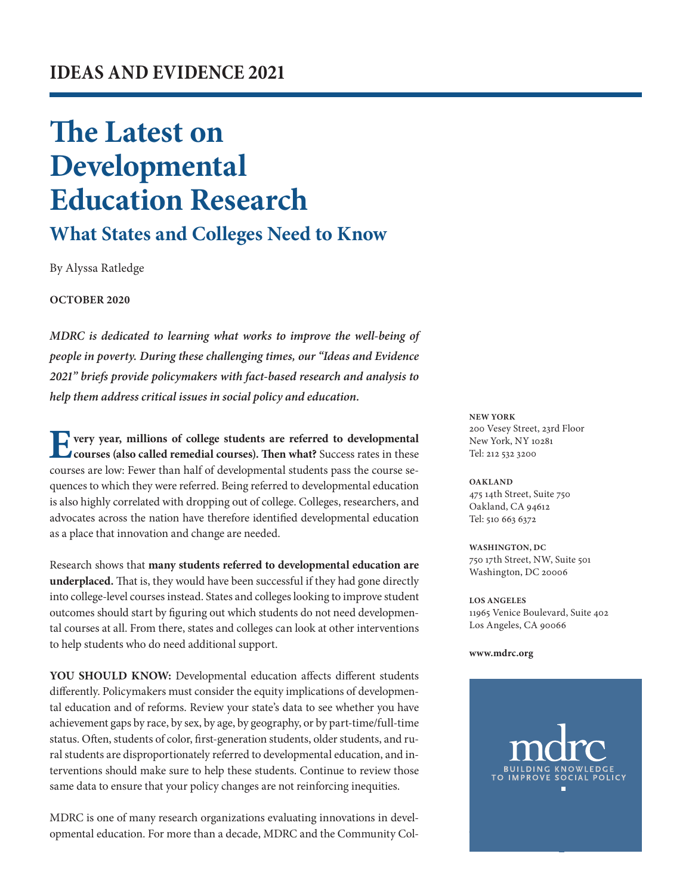**IDEAS AND EVIDENCE 2021**

# The Latest on Developmental Education Research

## What States and Colleges Need to Know

By Alyssa Ratledge

**OCTOBER 2020**

***MDRC is dedicated to learning what works to improve the well-being of people in poverty. During these challenging times, our "Ideas and Evidence 2021" briefs provide policymakers with fact-based research and analysis to help them address critical issues in social policy and education.***

**Every year, millions of college students are referred to developmental courses (also called remedial courses). Then what?** Success rates in these courses are low: Fewer than half of developmental students pass the course sequences to which they were referred. Being referred to developmental education is also highly correlated with dropping out of college. Colleges, researchers, and advocates across the nation have therefore identified developmental education as a place that innovation and change are needed.

Research shows that **many students referred to developmental education are underplaced.** That is, they would have been successful if they had gone directly into college-level courses instead. States and colleges looking to improve student outcomes should start by figuring out which students do not need developmental courses at all. From there, states and colleges can look at other interventions to help students who do need additional support.

**YOU SHOULD KNOW:** Developmental education affects different students differently. Policymakers must consider the equity implications of developmental education and of reforms. Review your state's data to see whether you have achievement gaps by race, by sex, by age, by geography, or by part-time/full-time status. Often, students of color, first-generation students, older students, and rural students are disproportionately referred to developmental education, and interventions should make sure to help these students. Continue to review those same data to ensure that your policy changes are not reinforcing inequities.

MDRC is one of many research organizations evaluating innovations in developmental education. For more than a decade, MDRC and the Community Col-

**NEW YORK**
200 Vesey Street, 23rd Floor
New York, NY 10281
Tel: 212 532 3200

**OAKLAND**
475 14th Street, Suite 750
Oakland, CA 94612
Tel: 510 663 6372

**WASHINGTON, DC**
750 17th Street, NW, Suite 501
Washington, DC 20006

**LOS ANGELES**
11965 Venice Boulevard, Suite 402
Los Angeles, CA 90066

**www.mdrc.org**

mdrc
BUILDING KNOWLEDGE TO IMPROVE SOCIAL POLICY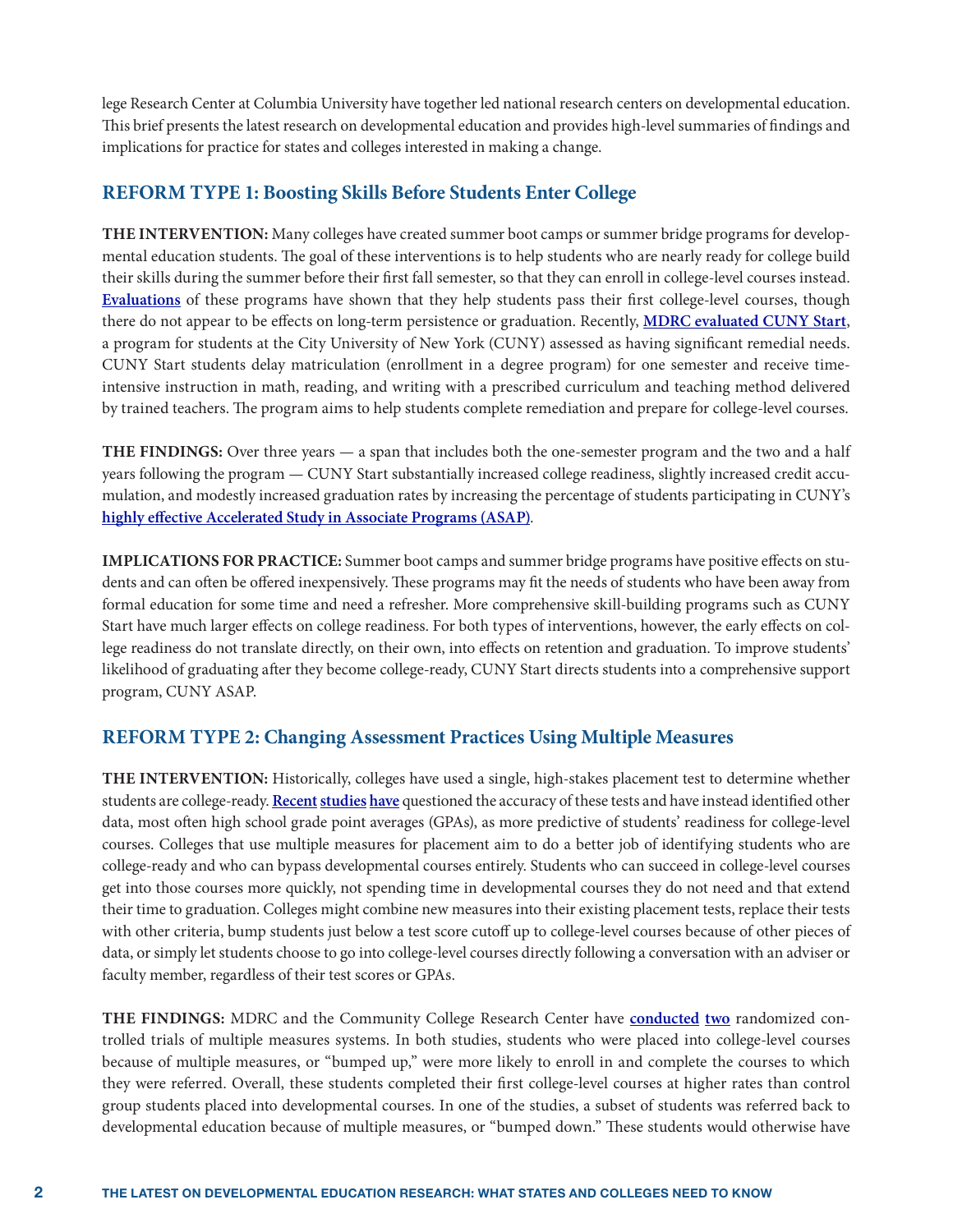lege Research Center at Columbia University have together led national research centers on developmental education. This brief presents the latest research on developmental education and provides high-level summaries of findings and implications for practice for states and colleges interested in making a change.

## REFORM TYPE 1: Boosting Skills Before Students Enter College

**THE INTERVENTION:** Many colleges have created summer boot camps or summer bridge programs for developmental education students. The goal of these interventions is to help students who are nearly ready for college build their skills during the summer before their first fall semester, so that they can enroll in college-level courses instead. **Evaluations** of these programs have shown that they help students pass their first college-level courses, though there do not appear to be effects on long-term persistence or graduation. Recently, **MDRC evaluated CUNY Start**, a program for students at the City University of New York (CUNY) assessed as having significant remedial needs. CUNY Start students delay matriculation (enrollment in a degree program) for one semester and receive time-intensive instruction in math, reading, and writing with a prescribed curriculum and teaching method delivered by trained teachers. The program aims to help students complete remediation and prepare for college-level courses.

**THE FINDINGS:** Over three years — a span that includes both the one-semester program and the two and a half years following the program — CUNY Start substantially increased college readiness, slightly increased credit accumulation, and modestly increased graduation rates by increasing the percentage of students participating in CUNY's **highly effective Accelerated Study in Associate Programs (ASAP)**.

**IMPLICATIONS FOR PRACTICE:** Summer boot camps and summer bridge programs have positive effects on students and can often be offered inexpensively. These programs may fit the needs of students who have been away from formal education for some time and need a refresher. More comprehensive skill-building programs such as CUNY Start have much larger effects on college readiness. For both types of interventions, however, the early effects on college readiness do not translate directly, on their own, into effects on retention and graduation. To improve students' likelihood of graduating after they become college-ready, CUNY Start directs students into a comprehensive support program, CUNY ASAP.

## REFORM TYPE 2: Changing Assessment Practices Using Multiple Measures

**THE INTERVENTION:** Historically, colleges have used a single, high-stakes placement test to determine whether students are college-ready. **Recent studies have** questioned the accuracy of these tests and have instead identified other data, most often high school grade point averages (GPAs), as more predictive of students' readiness for college-level courses. Colleges that use multiple measures for placement aim to do a better job of identifying students who are college-ready and who can bypass developmental courses entirely. Students who can succeed in college-level courses get into those courses more quickly, not spending time in developmental courses they do not need and that extend their time to graduation. Colleges might combine new measures into their existing placement tests, replace their tests with other criteria, bump students just below a test score cutoff up to college-level courses because of other pieces of data, or simply let students choose to go into college-level courses directly following a conversation with an adviser or faculty member, regardless of their test scores or GPAs.

**THE FINDINGS:** MDRC and the Community College Research Center have **conducted two** randomized controlled trials of multiple measures systems. In both studies, students who were placed into college-level courses because of multiple measures, or "bumped up," were more likely to enroll in and complete the courses to which they were referred. Overall, these students completed their first college-level courses at higher rates than control group students placed into developmental courses. In one of the studies, a subset of students was referred back to developmental education because of multiple measures, or "bumped down." These students would otherwise have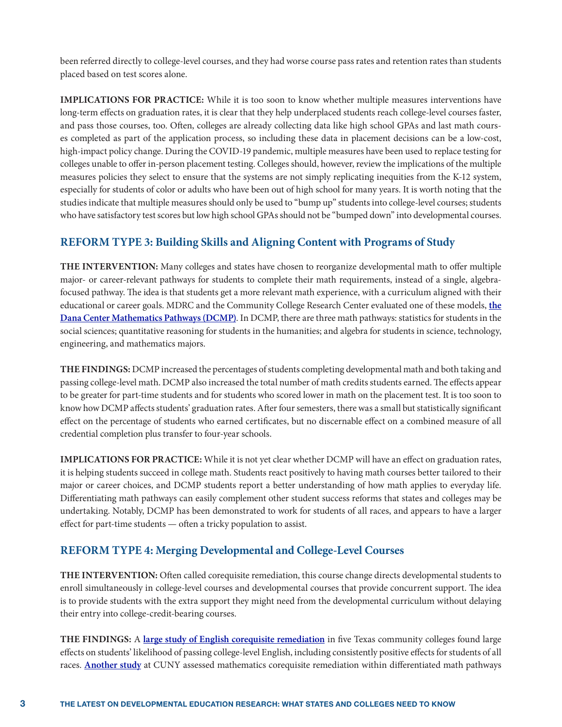been referred directly to college-level courses, and they had worse course pass rates and retention rates than students placed based on test scores alone.

**IMPLICATIONS FOR PRACTICE:** While it is too soon to know whether multiple measures interventions have long-term effects on graduation rates, it is clear that they help underplaced students reach college-level courses faster, and pass those courses, too. Often, colleges are already collecting data like high school GPAs and last math courses completed as part of the application process, so including these data in placement decisions can be a low-cost, high-impact policy change. During the COVID-19 pandemic, multiple measures have been used to replace testing for colleges unable to offer in-person placement testing. Colleges should, however, review the implications of the multiple measures policies they select to ensure that the systems are not simply replicating inequities from the K-12 system, especially for students of color or adults who have been out of high school for many years. It is worth noting that the studies indicate that multiple measures should only be used to "bump up" students into college-level courses; students who have satisfactory test scores but low high school GPAs should not be "bumped down" into developmental courses.

## REFORM TYPE 3: Building Skills and Aligning Content with Programs of Study

**THE INTERVENTION:** Many colleges and states have chosen to reorganize developmental math to offer multiple major- or career-relevant pathways for students to complete their math requirements, instead of a single, algebra-focused pathway. The idea is that students get a more relevant math experience, with a curriculum aligned with their educational or career goals. MDRC and the Community College Research Center evaluated one of these models, **the Dana Center Mathematics Pathways (DCMP)**. In DCMP, there are three math pathways: statistics for students in the social sciences; quantitative reasoning for students in the humanities; and algebra for students in science, technology, engineering, and mathematics majors.

**THE FINDINGS:** DCMP increased the percentages of students completing developmental math and both taking and passing college-level math. DCMP also increased the total number of math credits students earned. The effects appear to be greater for part-time students and for students who scored lower in math on the placement test. It is too soon to know how DCMP affects students' graduation rates. After four semesters, there was a small but statistically significant effect on the percentage of students who earned certificates, but no discernable effect on a combined measure of all credential completion plus transfer to four-year schools.

**IMPLICATIONS FOR PRACTICE:** While it is not yet clear whether DCMP will have an effect on graduation rates, it is helping students succeed in college math. Students react positively to having math courses better tailored to their major or career choices, and DCMP students report a better understanding of how math applies to everyday life. Differentiating math pathways can easily complement other student success reforms that states and colleges may be undertaking. Notably, DCMP has been demonstrated to work for students of all races, and appears to have a larger effect for part-time students — often a tricky population to assist.

## REFORM TYPE 4: Merging Developmental and College-Level Courses

**THE INTERVENTION:** Often called corequisite remediation, this course change directs developmental students to enroll simultaneously in college-level courses and developmental courses that provide concurrent support. The idea is to provide students with the extra support they might need from the developmental curriculum without delaying their entry into college-credit-bearing courses.

**THE FINDINGS:** A **large study of English corequisite remediation** in five Texas community colleges found large effects on students' likelihood of passing college-level English, including consistently positive effects for students of all races. **Another study** at CUNY assessed mathematics corequisite remediation within differentiated math pathways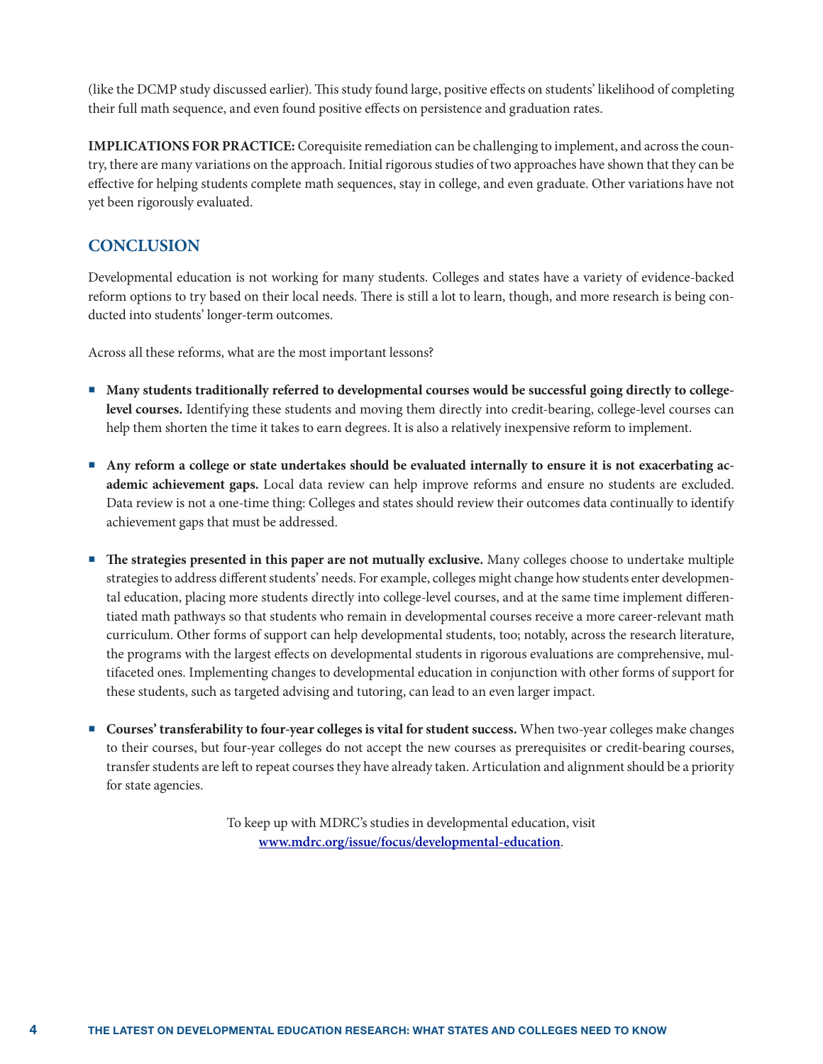(like the DCMP study discussed earlier). This study found large, positive effects on students' likelihood of completing their full math sequence, and even found positive effects on persistence and graduation rates.

**IMPLICATIONS FOR PRACTICE:** Corequisite remediation can be challenging to implement, and across the country, there are many variations on the approach. Initial rigorous studies of two approaches have shown that they can be effective for helping students complete math sequences, stay in college, and even graduate. Other variations have not yet been rigorously evaluated.

## CONCLUSION

Developmental education is not working for many students. Colleges and states have a variety of evidence-backed reform options to try based on their local needs. There is still a lot to learn, though, and more research is being conducted into students' longer-term outcomes.

Across all these reforms, what are the most important lessons?

- **Many students traditionally referred to developmental courses would be successful going directly to college-level courses.** Identifying these students and moving them directly into credit-bearing, college-level courses can help them shorten the time it takes to earn degrees. It is also a relatively inexpensive reform to implement.

- **Any reform a college or state undertakes should be evaluated internally to ensure it is not exacerbating academic achievement gaps.** Local data review can help improve reforms and ensure no students are excluded. Data review is not a one-time thing: Colleges and states should review their outcomes data continually to identify achievement gaps that must be addressed.

- **The strategies presented in this paper are not mutually exclusive.** Many colleges choose to undertake multiple strategies to address different students' needs. For example, colleges might change how students enter developmental education, placing more students directly into college-level courses, and at the same time implement differentiated math pathways so that students who remain in developmental courses receive a more career-relevant math curriculum. Other forms of support can help developmental students, too; notably, across the research literature, the programs with the largest effects on developmental students in rigorous evaluations are comprehensive, multifaceted ones. Implementing changes to developmental education in conjunction with other forms of support for these students, such as targeted advising and tutoring, can lead to an even larger impact.

- **Courses' transferability to four-year colleges is vital for student success.** When two-year colleges make changes to their courses, but four-year colleges do not accept the new courses as prerequisites or credit-bearing courses, transfer students are left to repeat courses they have already taken. Articulation and alignment should be a priority for state agencies.

To keep up with MDRC's studies in developmental education, visit **www.mdrc.org/issue/focus/developmental-education**.